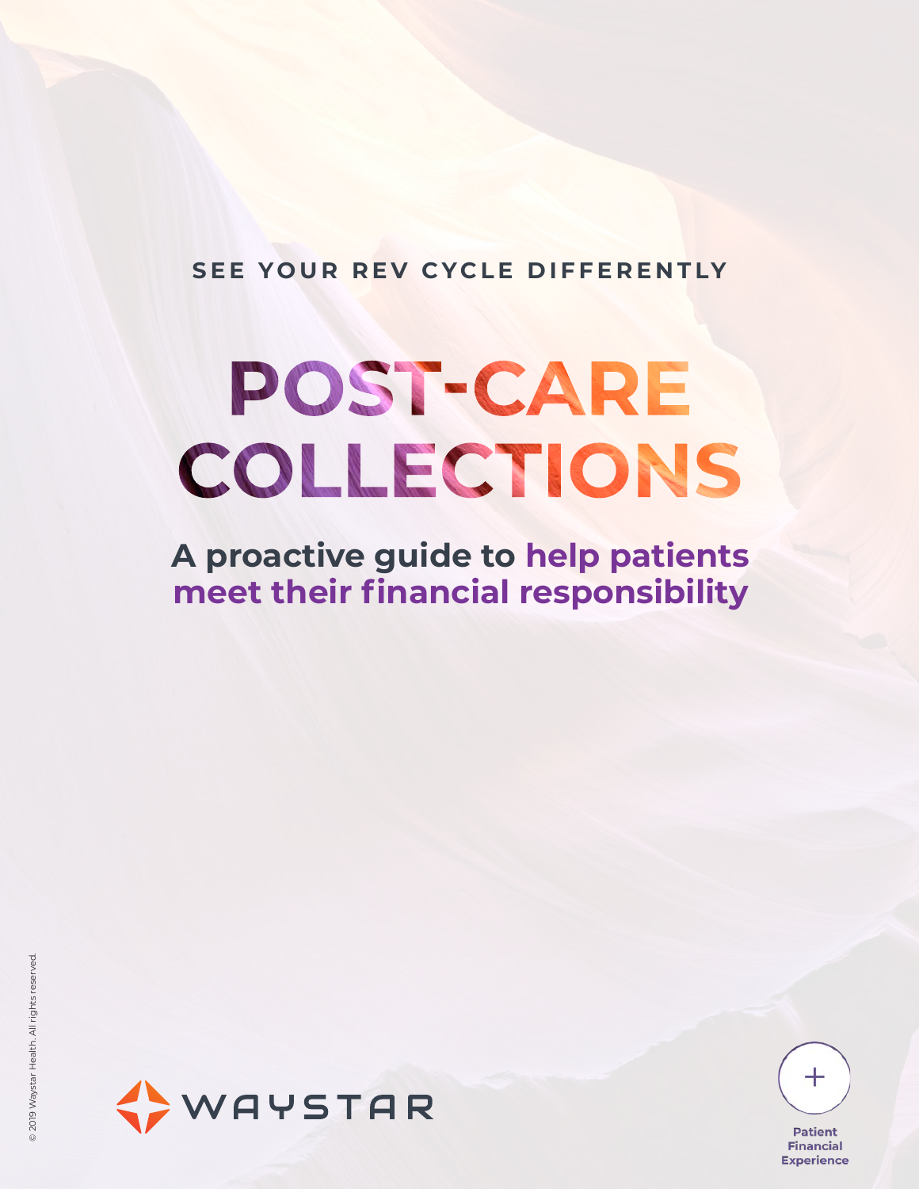SEE YOUR REV CYCLE DIFFERENTLY

# POST-CARE COLLECTIONS

## A proactive guide to help patients meet their financial responsibility

© 2019 Waystar Health. All rights reserved.

WAYSTAR

Patient Financial Experience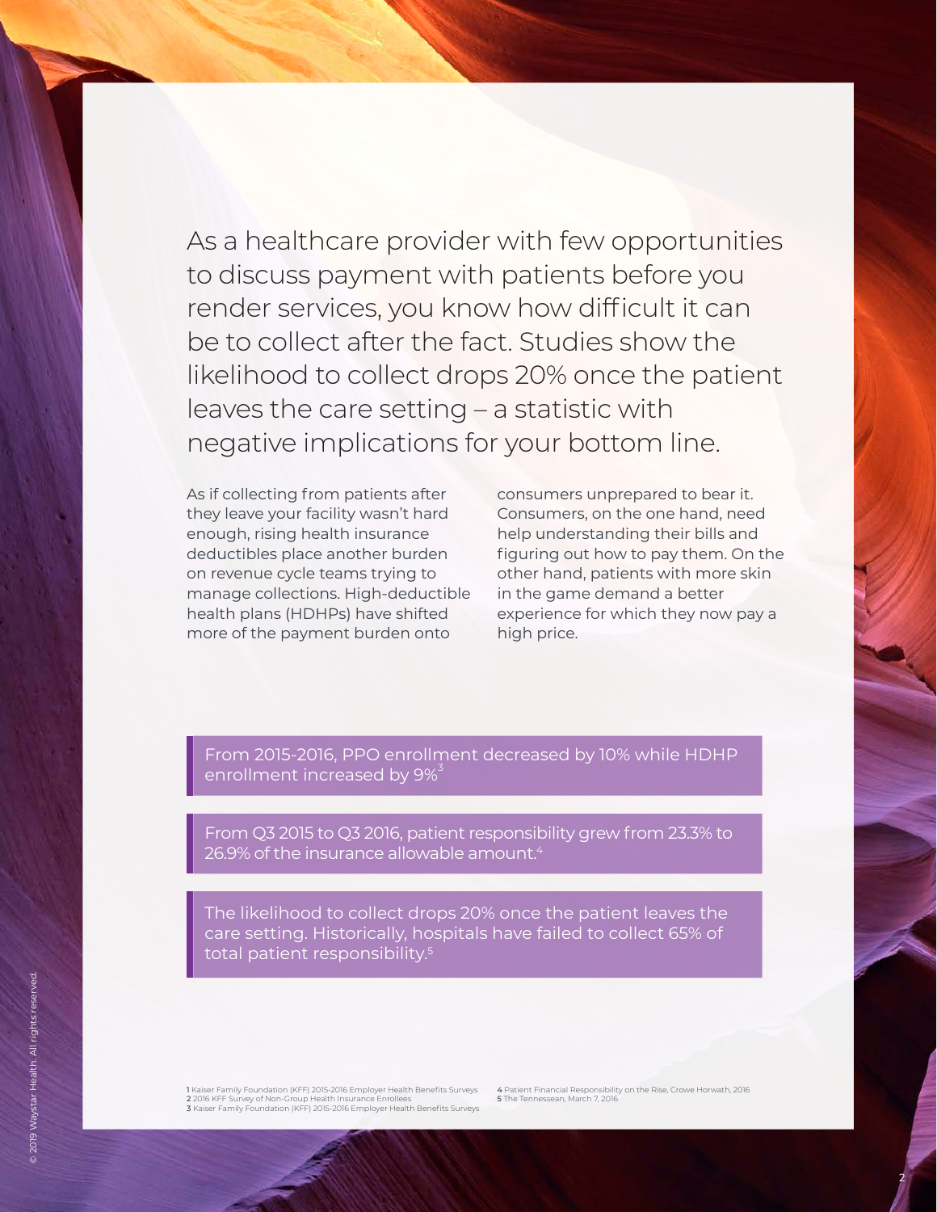As a healthcare provider with few opportunities to discuss payment with patients before you render services, you know how difficult it can be to collect after the fact. Studies show the likelihood to collect drops 20% once the patient leaves the care setting – a statistic with negative implications for your bottom line.

As if collecting from patients after they leave your facility wasn't hard enough, rising health insurance deductibles place another burden on revenue cycle teams trying to manage collections. High-deductible health plans (HDHPs) have shifted more of the payment burden onto consumers unprepared to bear it. Consumers, on the one hand, need help understanding their bills and figuring out how to pay them. On the other hand, patients with more skin in the game demand a better experience for which they now pay a high price.

> From 2015-2016, PPO enrollment decreased by 10% while HDHP enrollment increased by 9%[3]

> From Q3 2015 to Q3 2016, patient responsibility grew from 23.3% to 26.9% of the insurance allowable amount.[4]

> The likelihood to collect drops 20% once the patient leaves the care setting. Historically, hospitals have failed to collect 65% of total patient responsibility.[5]

**1** Kaiser Family Foundation (KFF) 2015-2016 Employer Health Benefits Surveys
**2** 2016 KFF Survey of Non-Group Health Insurance Enrollees
**3** Kaiser Family Foundation (KFF) 2015-2016 Employer Health Benefits Surveys
**4** Patient Financial Responsibility on the Rise, Crowe Horwath, 2016
**5** The Tennessean, March 7, 2016

© 2019 Waystar Health. All rights reserved.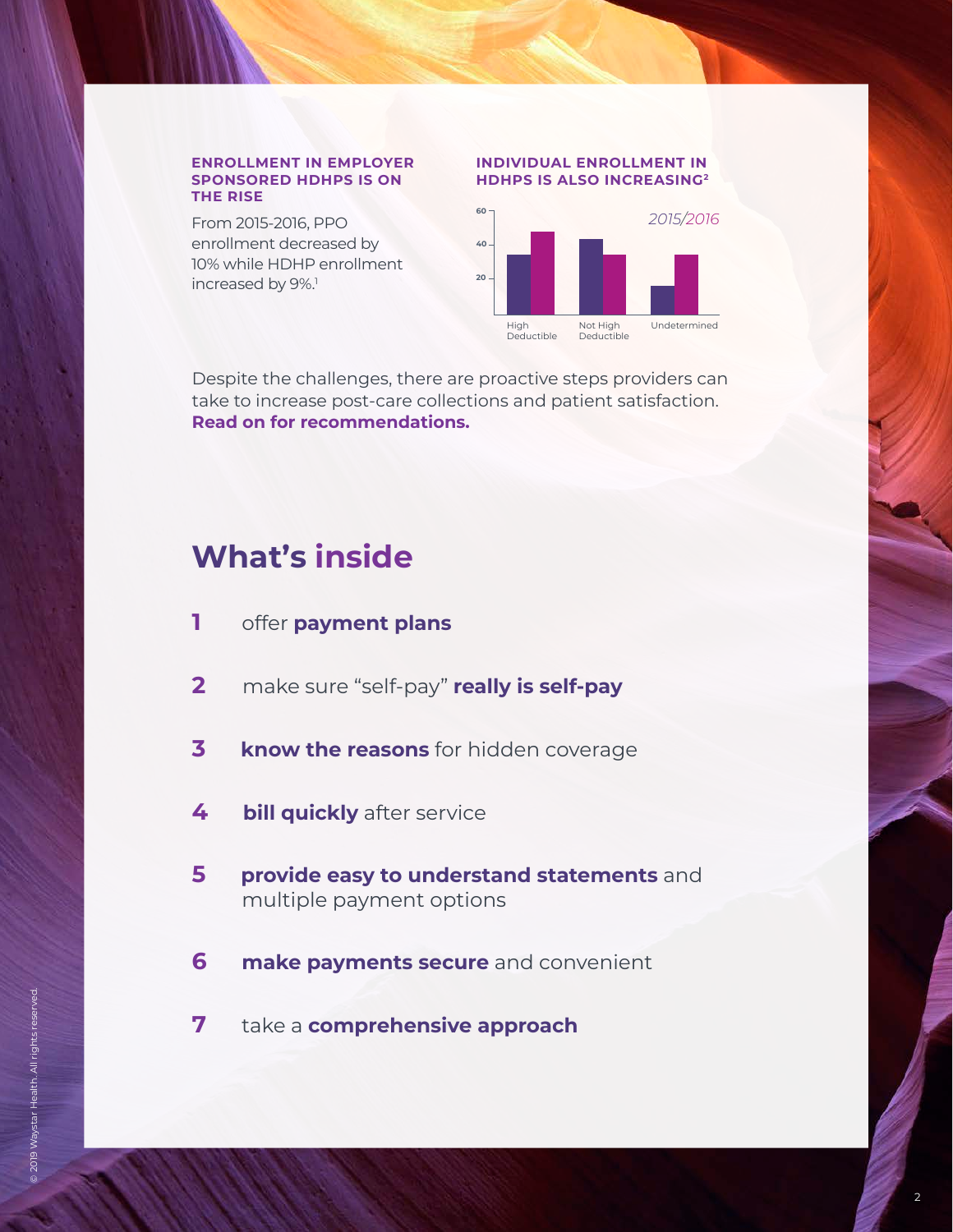### ENROLLMENT IN EMPLOYER SPONSORED HDHPS IS ON THE RISE

From 2015-2016, PPO enrollment decreased by 10% while HDHP enrollment increased by 9%.[1]

### INDIVIDUAL ENROLLMENT IN HDHPS IS ALSO INCREASING[2]

*2015/2016*

High Deductible | Not High Deductible | Undetermined

Despite the challenges, there are proactive steps providers can take to increase post-care collections and patient satisfaction. **Read on for recommendations.**

## What's inside

1. offer **payment plans**
2. make sure "self-pay" **really is self-pay**
3. **know the reasons** for hidden coverage
4. **bill quickly** after service
5. **provide easy to understand statements** and multiple payment options
6. **make payments secure** and convenient
7. take a **comprehensive approach**

© 2019 Waystar Health. All rights reserved.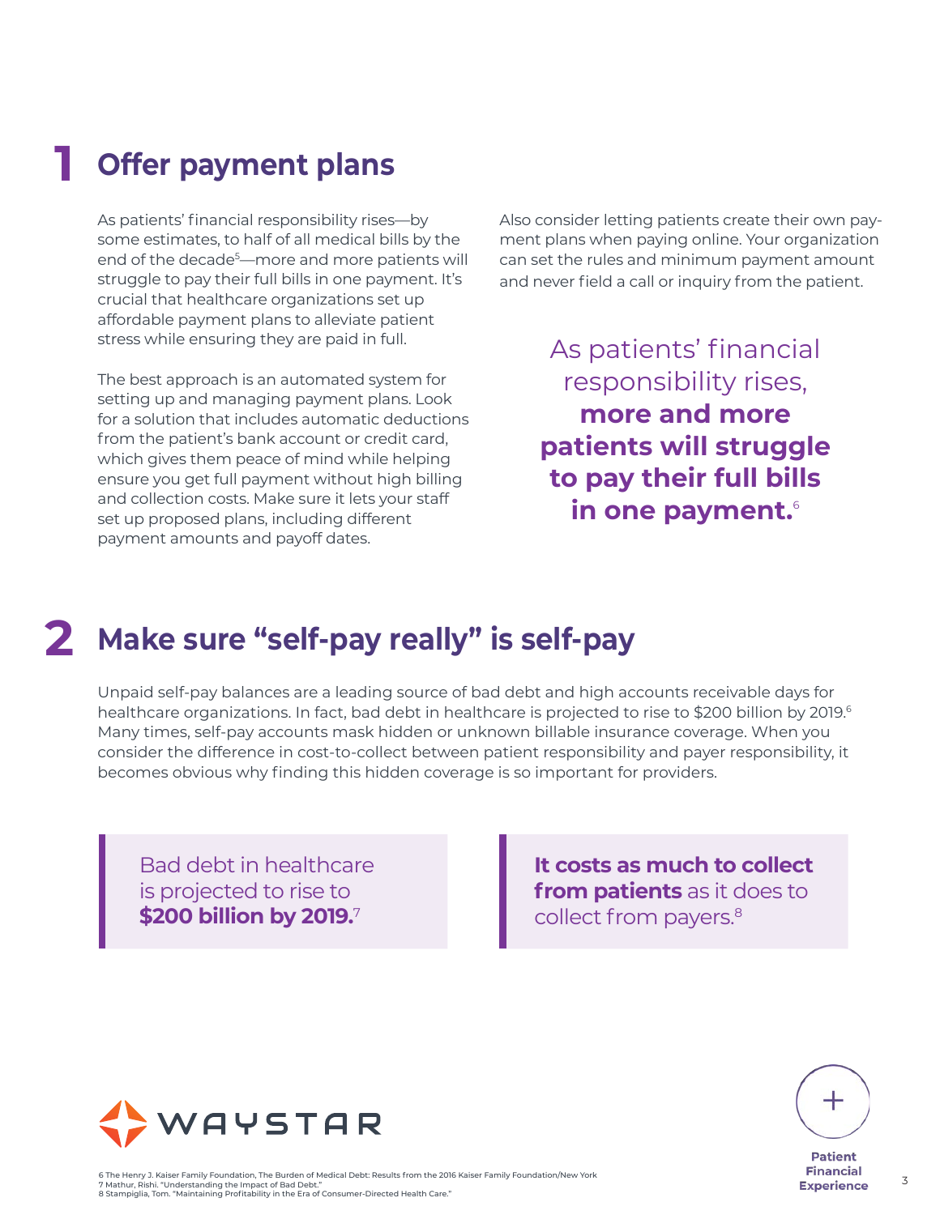# 1 Offer payment plans

As patients' financial responsibility rises—by some estimates, to half of all medical bills by the end of the decade[5]—more and more patients will struggle to pay their full bills in one payment. It's crucial that healthcare organizations set up affordable payment plans to alleviate patient stress while ensuring they are paid in full.

The best approach is an automated system for setting up and managing payment plans. Look for a solution that includes automatic deductions from the patient's bank account or credit card, which gives them peace of mind while helping ensure you get full payment without high billing and collection costs. Make sure it lets your staff set up proposed plans, including different payment amounts and payoff dates.

Also consider letting patients create their own payment plans when paying online. Your organization can set the rules and minimum payment amount and never field a call or inquiry from the patient.

> As patients' financial responsibility rises, **more and more patients will struggle to pay their full bills in one payment.**[6]

# 2 Make sure "self-pay really" is self-pay

Unpaid self-pay balances are a leading source of bad debt and high accounts receivable days for healthcare organizations. In fact, bad debt in healthcare is projected to rise to $200 billion by 2019.[6] Many times, self-pay accounts mask hidden or unknown billable insurance coverage. When you consider the difference in cost-to-collect between patient responsibility and payer responsibility, it becomes obvious why finding this hidden coverage is so important for providers.

> Bad debt in healthcare is projected to rise to **$200 billion by 2019.**[7]

> **It costs as much to collect from patients** as it does to collect from payers.[8]

6 The Henry J. Kaiser Family Foundation, The Burden of Medical Debt: Results from the 2016 Kaiser Family Foundation/New York
7 Mathur, Rishi. "Understanding the Impact of Bad Debt."
8 Stampiglia, Tom. "Maintaining Profitability in the Era of Consumer-Directed Health Care."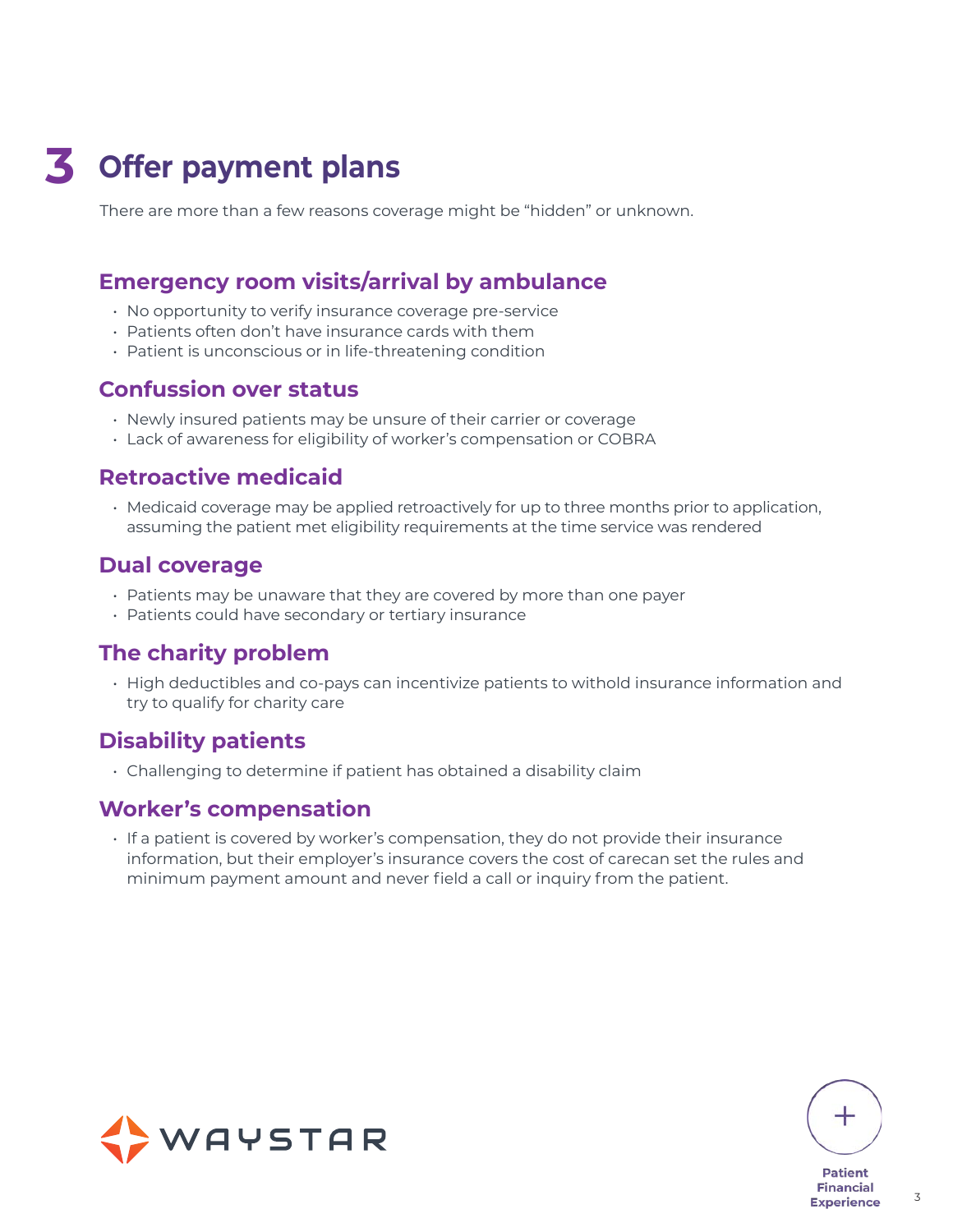# 3 Offer payment plans

There are more than a few reasons coverage might be "hidden" or unknown.

## Emergency room visits/arrival by ambulance

- No opportunity to verify insurance coverage pre-service
- Patients often don't have insurance cards with them
- Patient is unconscious or in life-threatening condition

## Confussion over status

- Newly insured patients may be unsure of their carrier or coverage
- Lack of awareness for eligibility of worker's compensation or COBRA

## Retroactive medicaid

- Medicaid coverage may be applied retroactively for up to three months prior to application, assuming the patient met eligibility requirements at the time service was rendered

## Dual coverage

- Patients may be unaware that they are covered by more than one payer
- Patients could have secondary or tertiary insurance

## The charity problem

- High deductibles and co-pays can incentivize patients to withold insurance information and try to qualify for charity care

## Disability patients

- Challenging to determine if patient has obtained a disability claim

## Worker's compensation

- If a patient is covered by worker's compensation, they do not provide their insurance information, but their employer's insurance covers the cost of carecan set the rules and minimum payment amount and never field a call or inquiry from the patient.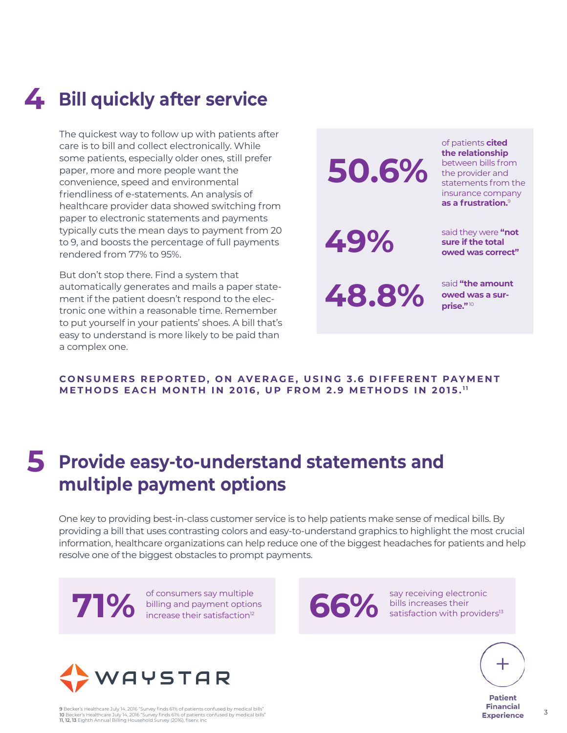# 4 Bill quickly after service

The quickest way to follow up with patients after care is to bill and collect electronically. While some patients, especially older ones, still prefer paper, more and more people want the convenience, speed and environmental friendliness of e-statements. An analysis of healthcare provider data showed switching from paper to electronic statements and payments typically cuts the mean days to payment from 20 to 9, and boosts the percentage of full payments rendered from 77% to 95%.

But don't stop there. Find a system that automatically generates and mails a paper statement if the patient doesn't respond to the electronic one within a reasonable time. Remember to put yourself in your patients' shoes. A bill that's easy to understand is more likely to be paid than a complex one.

**50.6%** of patients **cited the relationship** between bills from the provider and statements from the insurance company **as a frustration.**[9]

**49%** said they were **"not sure if the total owed was correct"**

**48.8%** said **"the amount owed was a surprise."**[10]

**CONSUMERS REPORTED, ON AVERAGE, USING 3.6 DIFFERENT PAYMENT METHODS EACH MONTH IN 2016, UP FROM 2.9 METHODS IN 2015.**[11]

# 5 Provide easy-to-understand statements and multiple payment options

One key to providing best-in-class customer service is to help patients make sense of medical bills. By providing a bill that uses contrasting colors and easy-to-understand graphics to highlight the most crucial information, healthcare organizations can help reduce one of the biggest headaches for patients and help resolve one of the biggest obstacles to prompt payments.

**71%** of consumers say multiple billing and payment options increase their satisfaction[12]

**66%** say receiving electronic bills increases their satisfaction with providers[13]

WAYSTAR

**Patient Financial Experience**

9 Becker's Healthcare July 14, 2016 "Survey finds 61% of patients confused by medical bills"
10 Becker's Healthcare July 14, 2016 "Survey finds 61% of patients confused by medical bills"
11, 12, 13 Eighth Annual Billing Household Survey (2016), fiserv, inc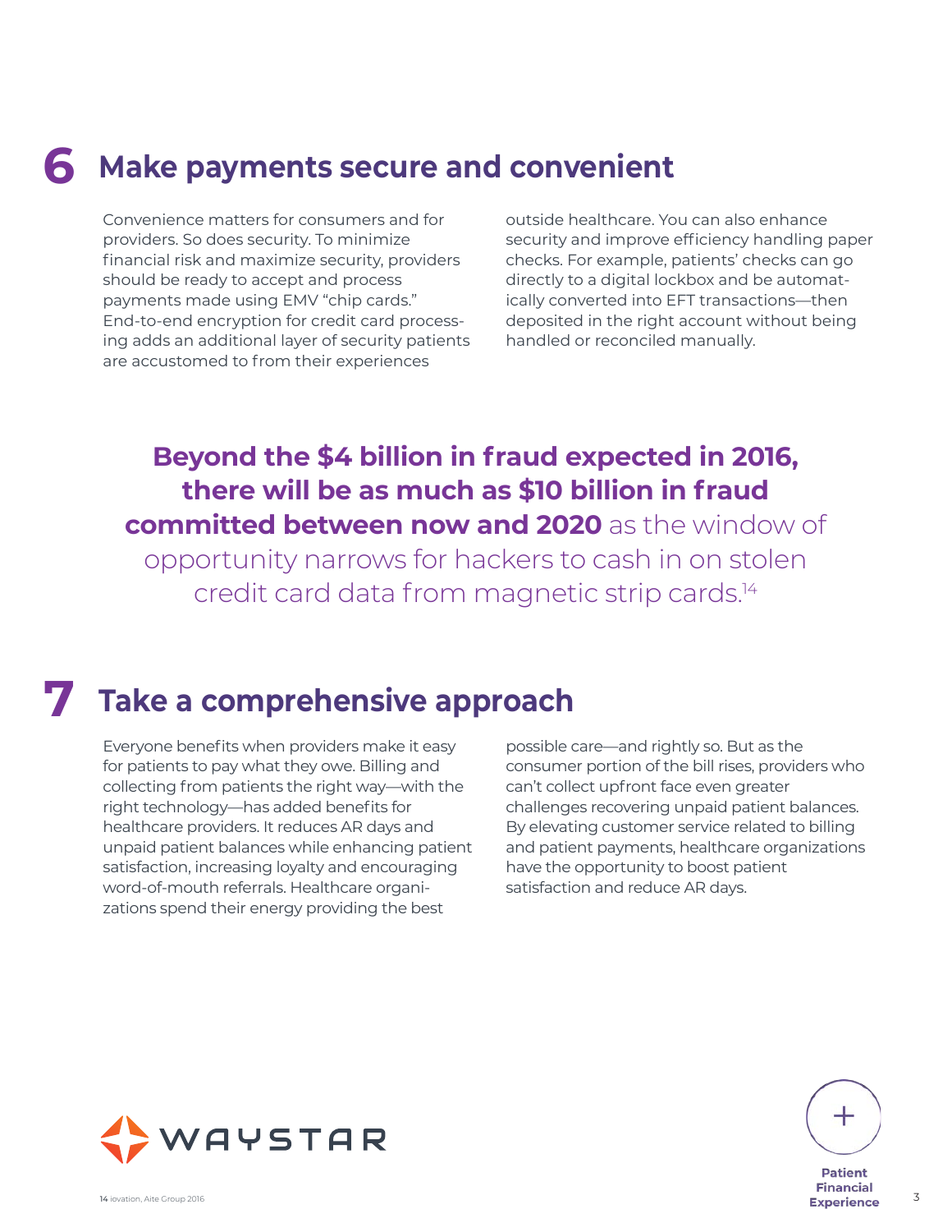## 6 Make payments secure and convenient

Convenience matters for consumers and for providers. So does security. To minimize financial risk and maximize security, providers should be ready to accept and process payments made using EMV "chip cards." End-to-end encryption for credit card processing adds an additional layer of security patients are accustomed to from their experiences outside healthcare. You can also enhance security and improve efficiency handling paper checks. For example, patients' checks can go directly to a digital lockbox and be automatically converted into EFT transactions—then deposited in the right account without being handled or reconciled manually.

**Beyond the $4 billion in fraud expected in 2016, there will be as much as $10 billion in fraud committed between now and 2020** as the window of opportunity narrows for hackers to cash in on stolen credit card data from magnetic strip cards.[14]

## 7 Take a comprehensive approach

Everyone benefits when providers make it easy for patients to pay what they owe. Billing and collecting from patients the right way—with the right technology—has added benefits for healthcare providers. It reduces AR days and unpaid patient balances while enhancing patient satisfaction, increasing loyalty and encouraging word-of-mouth referrals. Healthcare organizations spend their energy providing the best possible care—and rightly so. But as the consumer portion of the bill rises, providers who can't collect upfront face even greater challenges recovering unpaid patient balances. By elevating customer service related to billing and patient payments, healthcare organizations have the opportunity to boost patient satisfaction and reduce AR days.

WAYSTAR

Patient Financial Experience

14 iovation, Aite Group 2016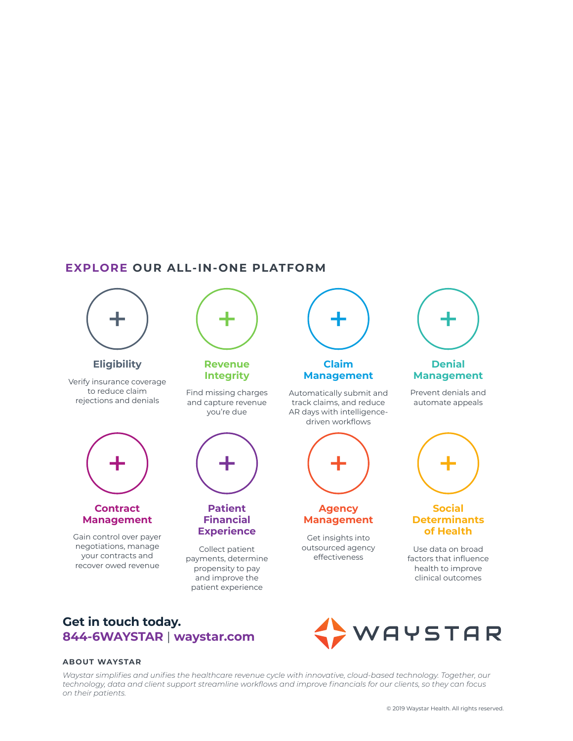## EXPLORE OUR ALL-IN-ONE PLATFORM

### Eligibility

Verify insurance coverage to reduce claim rejections and denials

### Revenue Integrity

Find missing charges and capture revenue you're due

### Claim Management

Automatically submit and track claims, and reduce AR days with intelligence-driven workflows

### Denial Management

Prevent denials and automate appeals

### Contract Management

Gain control over payer negotiations, manage your contracts and recover owed revenue

### Patient Financial Experience

Collect patient payments, determine propensity to pay and improve the patient experience

### Agency Management

Get insights into outsourced agency effectiveness

### Social Determinants of Health

Use data on broad factors that influence health to improve clinical outcomes

**Get in touch today.**
**844-6WAYSTAR | waystar.com**

WAYSTAR

#### ABOUT WAYSTAR

*Waystar simplifies and unifies the healthcare revenue cycle with innovative, cloud-based technology. Together, our technology, data and client support streamline workflows and improve financials for our clients, so they can focus on their patients.*

© 2019 Waystar Health. All rights reserved.